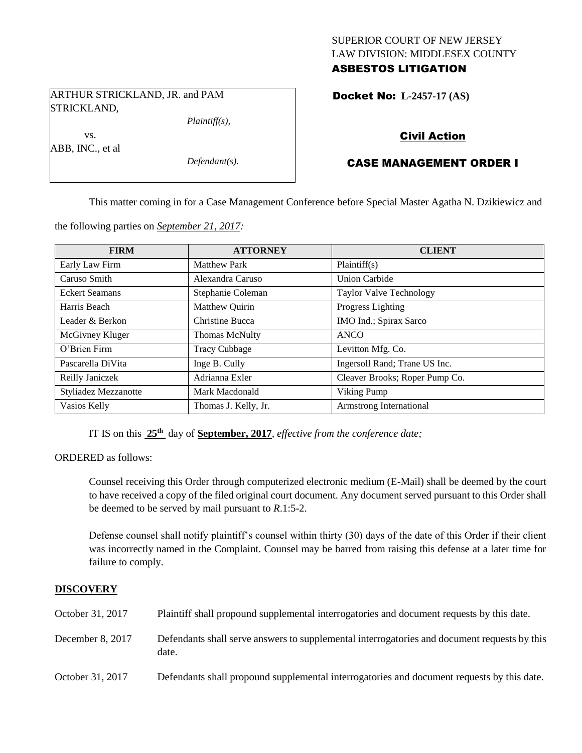SUPERIOR COURT OF NEW JERSEY
LAW DIVISION: MIDDLESEX COUNTY
**ASBESTOS LITIGATION**

ARTHUR STRICKLAND, JR. and PAM STRICKLAND,
*Plaintiff(s),*
vs.
ABB, INC., et al
*Defendant(s).*

**Docket No: L-2457-17 (AS)**

**Civil Action**

**CASE MANAGEMENT ORDER I**

This matter coming in for a Case Management Conference before Special Master Agatha N. Dzikiewicz and the following parties on *September 21, 2017:*

| FIRM | ATTORNEY | CLIENT |
|---|---|---|
| Early Law Firm | Matthew Park | Plaintiff(s) |
| Caruso Smith | Alexandra Caruso | Union Carbide |
| Eckert Seamans | Stephanie Coleman | Taylor Valve Technology |
| Harris Beach | Matthew Quirin | Progress Lighting |
| Leader & Berkon | Christine Bucca | IMO Ind.; Spirax Sarco |
| McGivney Kluger | Thomas McNulty | ANCO |
| O'Brien Firm | Tracy Cubbage | Levitton Mfg. Co. |
| Pascarella DiVita | Inge B. Cully | Ingersoll Rand; Trane US Inc. |
| Reilly Janiczek | Adrianna Exler | Cleaver Brooks; Roper Pump Co. |
| Styliadez Mezzanotte | Mark Macdonald | Viking Pump |
| Vasios Kelly | Thomas J. Kelly, Jr. | Armstrong International |

IT IS on this **25th** day of **September, 2017**, *effective from the conference date;*

ORDERED as follows:

Counsel receiving this Order through computerized electronic medium (E-Mail) shall be deemed by the court to have received a copy of the filed original court document. Any document served pursuant to this Order shall be deemed to be served by mail pursuant to *R*.1:5-2.

Defense counsel shall notify plaintiff's counsel within thirty (30) days of the date of this Order if their client was incorrectly named in the Complaint. Counsel may be barred from raising this defense at a later time for failure to comply.

**DISCOVERY**

October 31, 2017 Plaintiff shall propound supplemental interrogatories and document requests by this date.

December 8, 2017 Defendants shall serve answers to supplemental interrogatories and document requests by this date.

October 31, 2017 Defendants shall propound supplemental interrogatories and document requests by this date.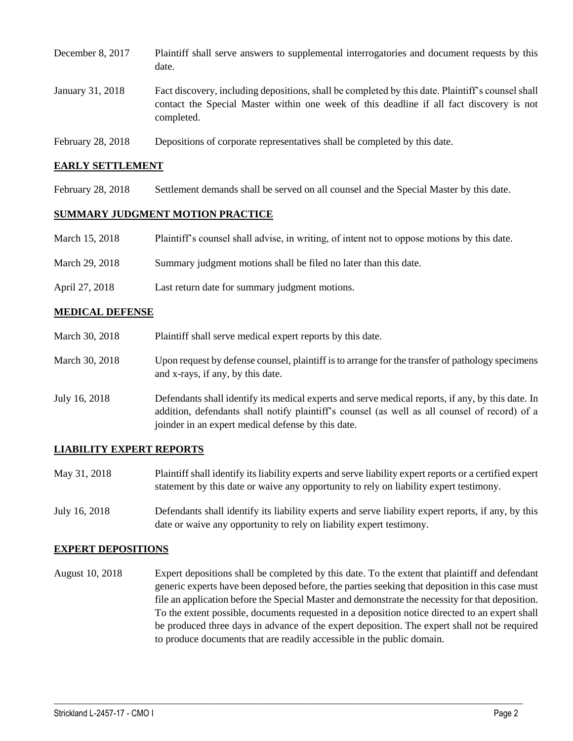| | |
|---|---|
| December 8, 2017 | Plaintiff shall serve answers to supplemental interrogatories and document requests by this date. |
| January 31, 2018 | Fact discovery, including depositions, shall be completed by this date. Plaintiff's counsel shall contact the Special Master within one week of this deadline if all fact discovery is not completed. |
| February 28, 2018 | Depositions of corporate representatives shall be completed by this date. |

## EARLY SETTLEMENT

| | |
|---|---|
| February 28, 2018 | Settlement demands shall be served on all counsel and the Special Master by this date. |

## SUMMARY JUDGMENT MOTION PRACTICE

| | |
|---|---|
| March 15, 2018 | Plaintiff's counsel shall advise, in writing, of intent not to oppose motions by this date. |
| March 29, 2018 | Summary judgment motions shall be filed no later than this date. |
| April 27, 2018 | Last return date for summary judgment motions. |

## MEDICAL DEFENSE

| | |
|---|---|
| March 30, 2018 | Plaintiff shall serve medical expert reports by this date. |
| March 30, 2018 | Upon request by defense counsel, plaintiff is to arrange for the transfer of pathology specimens and x-rays, if any, by this date. |
| July 16, 2018 | Defendants shall identify its medical experts and serve medical reports, if any, by this date. In addition, defendants shall notify plaintiff's counsel (as well as all counsel of record) of a joinder in an expert medical defense by this date. |

## LIABILITY EXPERT REPORTS

| | |
|---|---|
| May 31, 2018 | Plaintiff shall identify its liability experts and serve liability expert reports or a certified expert statement by this date or waive any opportunity to rely on liability expert testimony. |
| July 16, 2018 | Defendants shall identify its liability experts and serve liability expert reports, if any, by this date or waive any opportunity to rely on liability expert testimony. |

## EXPERT DEPOSITIONS

| | |
|---|---|
| August 10, 2018 | Expert depositions shall be completed by this date. To the extent that plaintiff and defendant generic experts have been deposed before, the parties seeking that deposition in this case must file an application before the Special Master and demonstrate the necessity for that deposition. To the extent possible, documents requested in a deposition notice directed to an expert shall be produced three days in advance of the expert deposition. The expert shall not be required to produce documents that are readily accessible in the public domain. |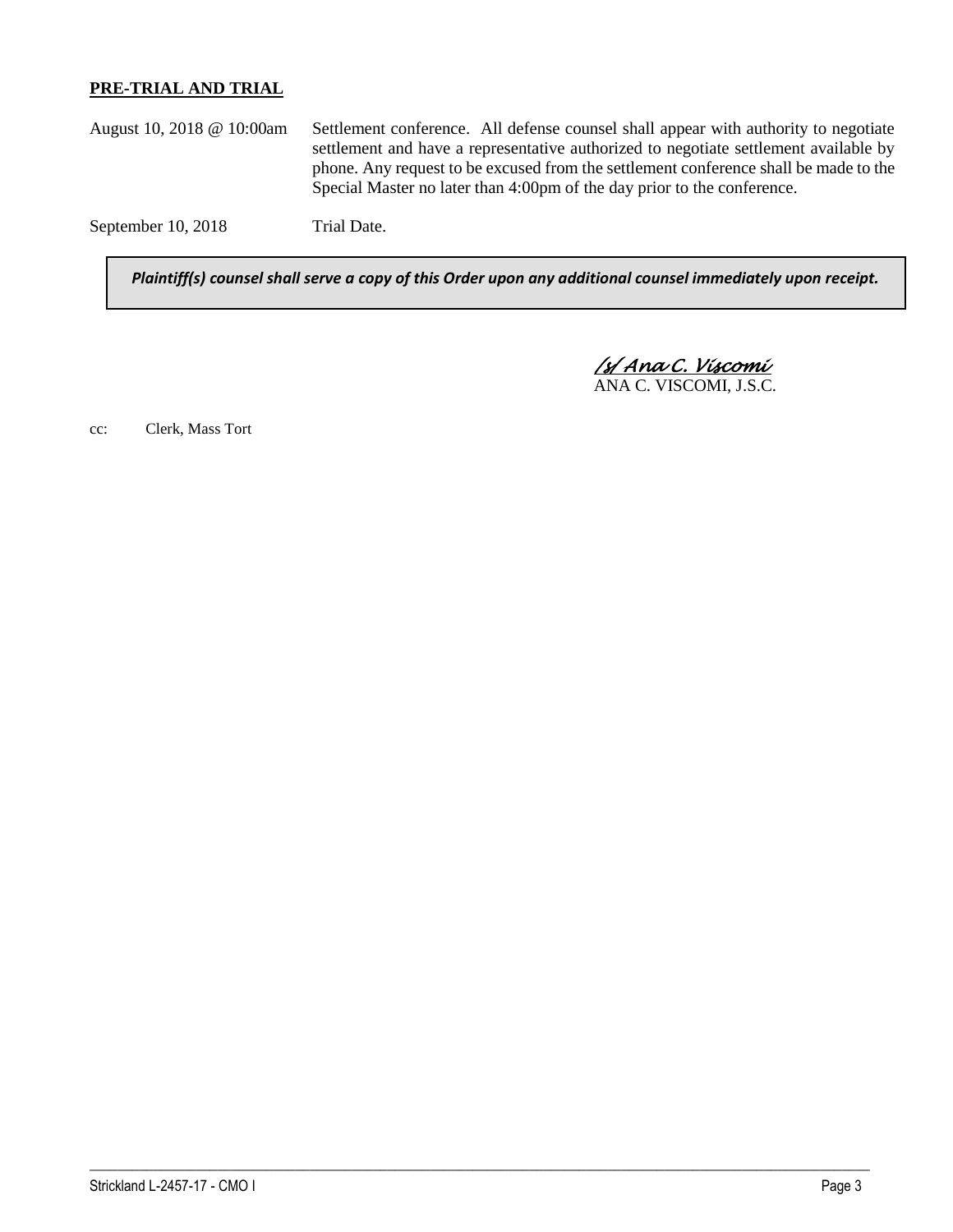## PRE-TRIAL AND TRIAL

| | |
|---|---|
| August 10, 2018 @ 10:00am | Settlement conference. All defense counsel shall appear with authority to negotiate settlement and have a representative authorized to negotiate settlement available by phone. Any request to be excused from the settlement conference shall be made to the Special Master no later than 4:00pm of the day prior to the conference. |
| September 10, 2018 | Trial Date. |

***Plaintiff(s) counsel shall serve a copy of this Order upon any additional counsel immediately upon receipt.***

/s/ Ana C. Viscomi
ANA C. VISCOMI, J.S.C.

cc: Clerk, Mass Tort